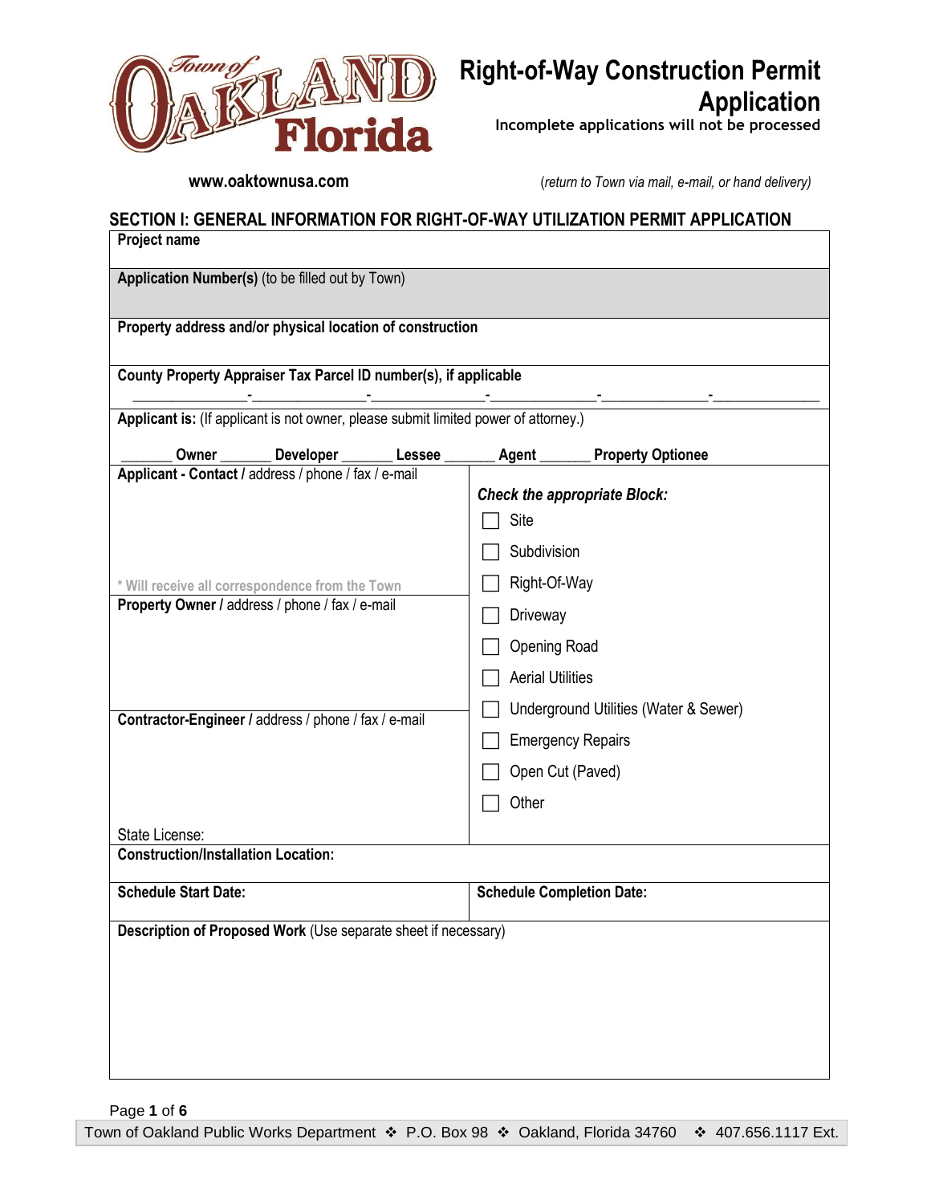# Right-of-Way Construction Permit Application

**Incomplete applications will not be processed**

**www.oaktownusa.com**

*(return to Town via mail, e-mail, or hand delivery)*

## SECTION I: GENERAL INFORMATION FOR RIGHT-OF-WAY UTILIZATION PERMIT APPLICATION

**Project name**

**Application Number(s)** (to be filled out by Town)

**Property address and/or physical location of construction**

**County Property Appraiser Tax Parcel ID number(s), if applicable**

_______________-_______________-_______________-______________-______________-______________

**Applicant is:** (If applicant is not owner, please submit limited power of attorney.)

_______ **Owner** _______ **Developer** _______ **Lessee** _______ **Agent** _______ **Property Optionee**

**Applicant - Contact /** address / phone / fax / e-mail

\* Will receive all correspondence from the Town

**Property Owner /** address / phone / fax / e-mail

**Contractor-Engineer /** address / phone / fax / e-mail

State License:

***Check the appropriate Block:***

- ☐ Site
- ☐ Subdivision
- ☐ Right-Of-Way
- ☐ Driveway
- ☐ Opening Road
- ☐ Aerial Utilities
- ☐ Underground Utilities (Water & Sewer)
- ☐ Emergency Repairs
- ☐ Open Cut (Paved)
- ☐ Other

**Construction/Installation Location:**

| **Schedule Start Date:** | **Schedule Completion Date:** |
|---|---|
| | |

**Description of Proposed Work** (Use separate sheet if necessary)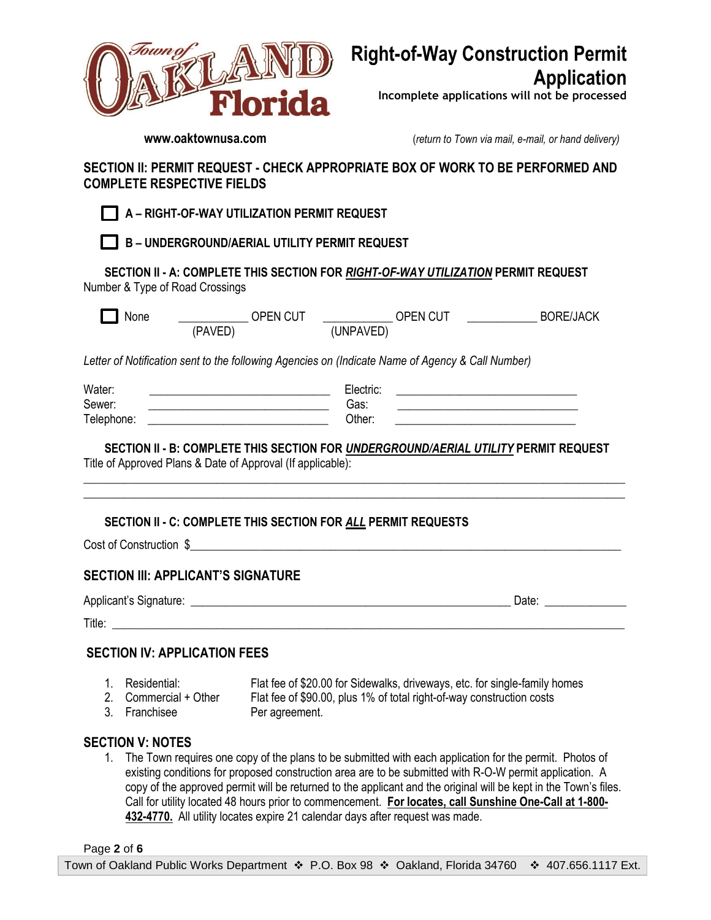# Right-of-Way Construction Permit Application

**Incomplete applications will not be processed**

**www.oaktownusa.com**

(*return to Town via mail, e-mail, or hand delivery*)

## SECTION II: PERMIT REQUEST - CHECK APPROPRIATE BOX OF WORK TO BE PERFORMED AND COMPLETE RESPECTIVE FIELDS

☐ **A – RIGHT-OF-WAY UTILIZATION PERMIT REQUEST**

☐ **B – UNDERGROUND/AERIAL UTILITY PERMIT REQUEST**

### SECTION II - A: COMPLETE THIS SECTION FOR *RIGHT-OF-WAY UTILIZATION* PERMIT REQUEST

Number & Type of Road Crossings

☐ None ___________ OPEN CUT (PAVED) ___________ OPEN CUT (UNPAVED) ___________ BORE/JACK

*Letter of Notification sent to the following Agencies on (Indicate Name of Agency & Call Number)*

Water: ______________________________ Electric: ______________________________

Sewer: ______________________________ Gas: ______________________________

Telephone: ______________________________ Other: ______________________________

### SECTION II - B: COMPLETE THIS SECTION FOR *UNDERGROUND/AERIAL UTILITY* PERMIT REQUEST

Title of Approved Plans & Date of Approval (If applicable):

______________________________________________________________________________

______________________________________________________________________________

### SECTION II - C: COMPLETE THIS SECTION FOR *ALL* PERMIT REQUESTS

Cost of Construction $______________________________________________________________

## SECTION III: APPLICANT'S SIGNATURE

Applicant's Signature: _______________________________________________ Date: _____________

Title: ______________________________________________________________________________

## SECTION IV: APPLICATION FEES

1. Residential: Flat fee of $20.00 for Sidewalks, driveways, etc. for single-family homes
2. Commercial + Other Flat fee of $90.00, plus 1% of total right-of-way construction costs
3. Franchisee Per agreement.

## SECTION V: NOTES

1. The Town requires one copy of the plans to be submitted with each application for the permit. Photos of existing conditions for proposed construction area are to be submitted with R-O-W permit application. A copy of the approved permit will be returned to the applicant and the original will be kept in the Town's files. Call for utility located 48 hours prior to commencement. **For locates, call Sunshine One-Call at 1-800-432-4770.** All utility locates expire 21 calendar days after request was made.

Town of Oakland Public Works Department ❖ P.O. Box 98 ❖ Oakland, Florida 34760 ❖ 407.656.1117 Ext.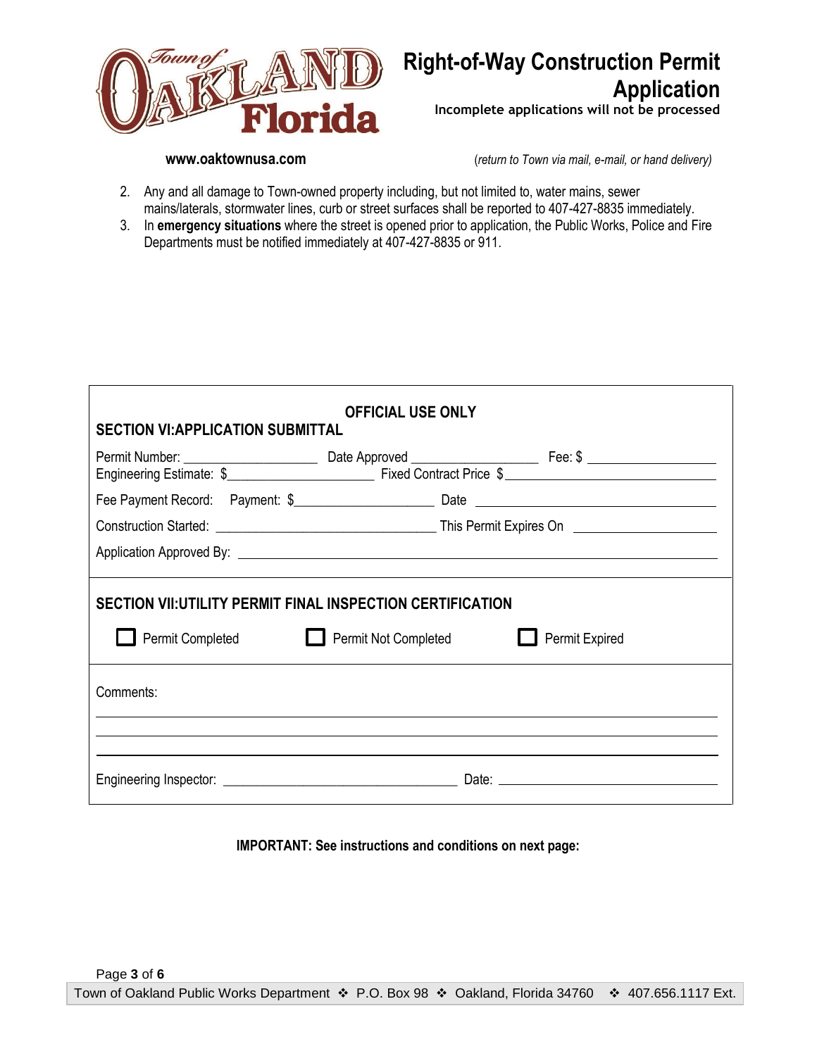# Right-of-Way Construction Permit Application

**Incomplete applications will not be processed**

**www.oaktownusa.com**

*(return to Town via mail, e-mail, or hand delivery)*

2. Any and all damage to Town-owned property including, but not limited to, water mains, sewer mains/laterals, stormwater lines, curb or street surfaces shall be reported to 407-427-8835 immediately.
3. In **emergency situations** where the street is opened prior to application, the Public Works, Police and Fire Departments must be notified immediately at 407-427-8835 or 911.

**OFFICIAL USE ONLY**

**SECTION VI:APPLICATION SUBMITTAL**

Permit Number: ____________________ Date Approved ___________________ Fee: $ ___________________

Engineering Estimate: $______________________ Fixed Contract Price $______________________________

Fee Payment Record: Payment: $_____________________ Date ___________________________________

Construction Started: _________________________________ This Permit Expires On ______________________

Application Approved By: ___________________________________________________________________

**SECTION VII:UTILITY PERMIT FINAL INSPECTION CERTIFICATION**

☐ Permit Completed ☐ Permit Not Completed ☐ Permit Expired

Comments:

_______________________________________________________________________________

_______________________________________________________________________________

_______________________________________________________________________________

Engineering Inspector: ___________________________________ Date: _______________________________

**IMPORTANT: See instructions and conditions on next page:**

Town of Oakland Public Works Department ❖ P.O. Box 98 ❖ Oakland, Florida 34760 ❖ 407.656.1117 Ext.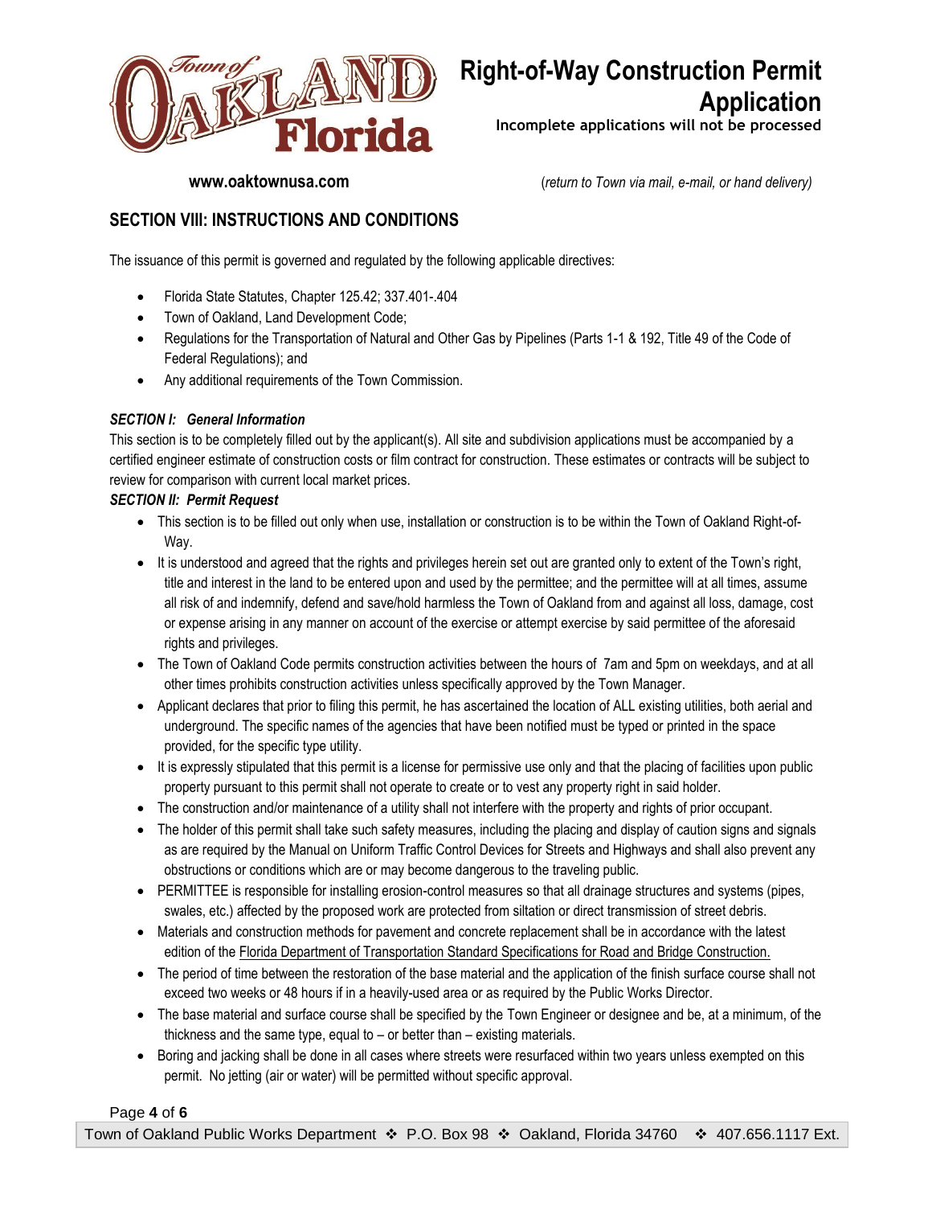# Right-of-Way Construction Permit Application

**Incomplete applications will not be processed**

**www.oaktownusa.com** (*return to Town via mail, e-mail, or hand delivery*)

## SECTION VIII: INSTRUCTIONS AND CONDITIONS

The issuance of this permit is governed and regulated by the following applicable directives:

- Florida State Statutes, Chapter 125.42; 337.401-.404
- Town of Oakland, Land Development Code;
- Regulations for the Transportation of Natural and Other Gas by Pipelines (Parts 1-1 & 192, Title 49 of the Code of Federal Regulations); and
- Any additional requirements of the Town Commission.

***SECTION I: General Information***

This section is to be completely filled out by the applicant(s). All site and subdivision applications must be accompanied by a certified engineer estimate of construction costs or film contract for construction. These estimates or contracts will be subject to review for comparison with current local market prices.

***SECTION II: Permit Request***

- This section is to be filled out only when use, installation or construction is to be within the Town of Oakland Right-of-Way.
- It is understood and agreed that the rights and privileges herein set out are granted only to extent of the Town's right, title and interest in the land to be entered upon and used by the permittee; and the permittee will at all times, assume all risk of and indemnify, defend and save/hold harmless the Town of Oakland from and against all loss, damage, cost or expense arising in any manner on account of the exercise or attempt exercise by said permittee of the aforesaid rights and privileges.
- The Town of Oakland Code permits construction activities between the hours of 7am and 5pm on weekdays, and at all other times prohibits construction activities unless specifically approved by the Town Manager.
- Applicant declares that prior to filing this permit, he has ascertained the location of ALL existing utilities, both aerial and underground. The specific names of the agencies that have been notified must be typed or printed in the space provided, for the specific type utility.
- It is expressly stipulated that this permit is a license for permissive use only and that the placing of facilities upon public property pursuant to this permit shall not operate to create or to vest any property right in said holder.
- The construction and/or maintenance of a utility shall not interfere with the property and rights of prior occupant.
- The holder of this permit shall take such safety measures, including the placing and display of caution signs and signals as are required by the Manual on Uniform Traffic Control Devices for Streets and Highways and shall also prevent any obstructions or conditions which are or may become dangerous to the traveling public.
- PERMITTEE is responsible for installing erosion-control measures so that all drainage structures and systems (pipes, swales, etc.) affected by the proposed work are protected from siltation or direct transmission of street debris.
- Materials and construction methods for pavement and concrete replacement shall be in accordance with the latest edition of the Florida Department of Transportation Standard Specifications for Road and Bridge Construction.
- The period of time between the restoration of the base material and the application of the finish surface course shall not exceed two weeks or 48 hours if in a heavily-used area or as required by the Public Works Director.
- The base material and surface course shall be specified by the Town Engineer or designee and be, at a minimum, of the thickness and the same type, equal to – or better than – existing materials.
- Boring and jacking shall be done in all cases where streets were resurfaced within two years unless exempted on this permit. No jetting (air or water) will be permitted without specific approval.

Town of Oakland Public Works Department ❖ P.O. Box 98 ❖ Oakland, Florida 34760 ❖ 407.656.1117 Ext.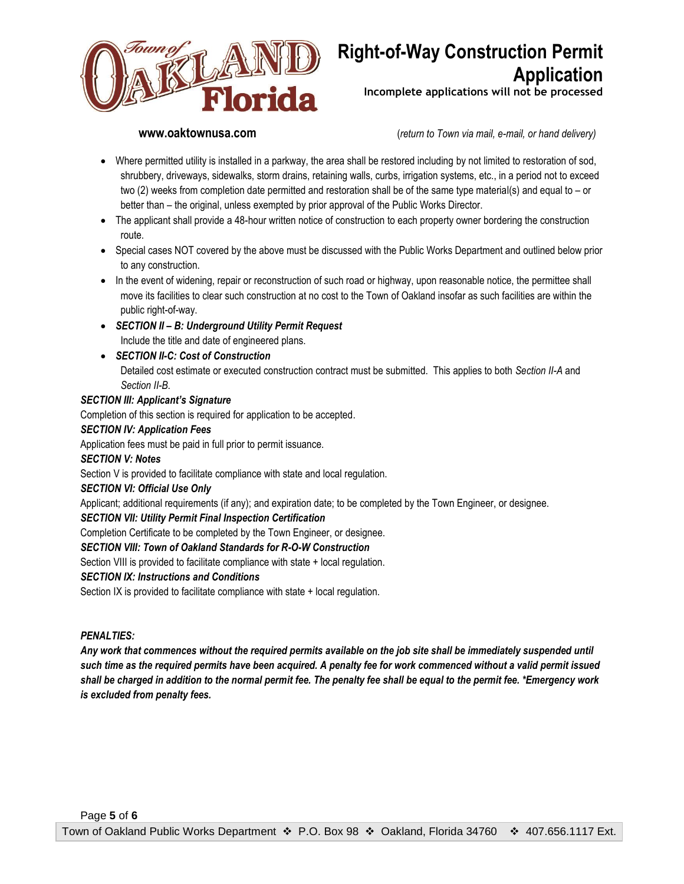- Where permitted utility is installed in a parkway, the area shall be restored including by not limited to restoration of sod, shrubbery, driveways, sidewalks, storm drains, retaining walls, curbs, irrigation systems, etc., in a period not to exceed two (2) weeks from completion date permitted and restoration shall be of the same type material(s) and equal to – or better than – the original, unless exempted by prior approval of the Public Works Director.
- The applicant shall provide a 48-hour written notice of construction to each property owner bordering the construction route.
- Special cases NOT covered by the above must be discussed with the Public Works Department and outlined below prior to any construction.
- In the event of widening, repair or reconstruction of such road or highway, upon reasonable notice, the permittee shall move its facilities to clear such construction at no cost to the Town of Oakland insofar as such facilities are within the public right-of-way.
- ***SECTION II – B: Underground Utility Permit Request***
  Include the title and date of engineered plans.
- ***SECTION II-C: Cost of Construction***
  Detailed cost estimate or executed construction contract must be submitted. This applies to both *Section II-A* and *Section II-B*.

***SECTION III: Applicant's Signature***

Completion of this section is required for application to be accepted.

***SECTION IV: Application Fees***

Application fees must be paid in full prior to permit issuance.

***SECTION V: Notes***

Section V is provided to facilitate compliance with state and local regulation.

***SECTION VI: Official Use Only***

Applicant; additional requirements (if any); and expiration date; to be completed by the Town Engineer, or designee.

***SECTION VII: Utility Permit Final Inspection Certification***

Completion Certificate to be completed by the Town Engineer, or designee.

***SECTION VIII: Town of Oakland Standards for R-O-W Construction***

Section VIII is provided to facilitate compliance with state + local regulation.

***SECTION IX: Instructions and Conditions***

Section IX is provided to facilitate compliance with state + local regulation.

***PENALTIES:***

***Any work that commences without the required permits available on the job site shall be immediately suspended until such time as the required permits have been acquired. A penalty fee for work commenced without a valid permit issued shall be charged in addition to the normal permit fee. The penalty fee shall be equal to the permit fee. *Emergency work is excluded from penalty fees.***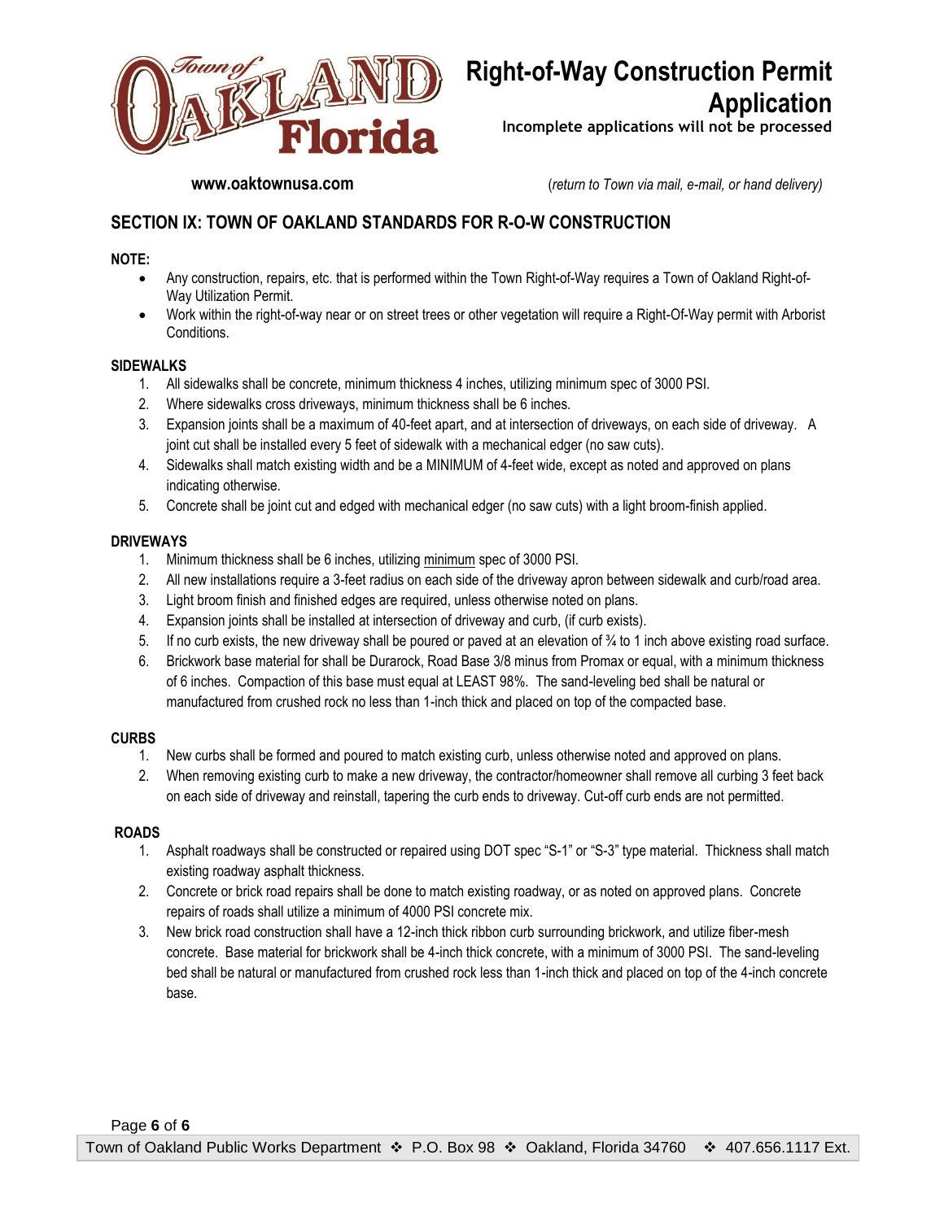# Right-of-Way Construction Permit Application

**Incomplete applications will not be processed**

**www.oaktownusa.com** (*return to Town via mail, e-mail, or hand delivery*)

## SECTION IX: TOWN OF OAKLAND STANDARDS FOR R-O-W CONSTRUCTION

**NOTE:**

- Any construction, repairs, etc. that is performed within the Town Right-of-Way requires a Town of Oakland Right-of-Way Utilization Permit.
- Work within the right-of-way near or on street trees or other vegetation will require a Right-Of-Way permit with Arborist Conditions.

### SIDEWALKS

1. All sidewalks shall be concrete, minimum thickness 4 inches, utilizing minimum spec of 3000 PSI.
2. Where sidewalks cross driveways, minimum thickness shall be 6 inches.
3. Expansion joints shall be a maximum of 40-feet apart, and at intersection of driveways, on each side of driveway. A joint cut shall be installed every 5 feet of sidewalk with a mechanical edger (no saw cuts).
4. Sidewalks shall match existing width and be a MINIMUM of 4-feet wide, except as noted and approved on plans indicating otherwise.
5. Concrete shall be joint cut and edged with mechanical edger (no saw cuts) with a light broom-finish applied.

### DRIVEWAYS

1. Minimum thickness shall be 6 inches, utilizing minimum spec of 3000 PSI.
2. All new installations require a 3-feet radius on each side of the driveway apron between sidewalk and curb/road area.
3. Light broom finish and finished edges are required, unless otherwise noted on plans.
4. Expansion joints shall be installed at intersection of driveway and curb, (if curb exists).
5. If no curb exists, the new driveway shall be poured or paved at an elevation of ¾ to 1 inch above existing road surface.
6. Brickwork base material for shall be Durarock, Road Base 3/8 minus from Promax or equal, with a minimum thickness of 6 inches. Compaction of this base must equal at LEAST 98%. The sand-leveling bed shall be natural or manufactured from crushed rock no less than 1-inch thick and placed on top of the compacted base.

### CURBS

1. New curbs shall be formed and poured to match existing curb, unless otherwise noted and approved on plans.
2. When removing existing curb to make a new driveway, the contractor/homeowner shall remove all curbing 3 feet back on each side of driveway and reinstall, tapering the curb ends to driveway. Cut-off curb ends are not permitted.

### ROADS

1. Asphalt roadways shall be constructed or repaired using DOT spec "S-1" or "S-3" type material. Thickness shall match existing roadway asphalt thickness.
2. Concrete or brick road repairs shall be done to match existing roadway, or as noted on approved plans. Concrete repairs of roads shall utilize a minimum of 4000 PSI concrete mix.
3. New brick road construction shall have a 12-inch thick ribbon curb surrounding brickwork, and utilize fiber-mesh concrete. Base material for brickwork shall be 4-inch thick concrete, with a minimum of 3000 PSI. The sand-leveling bed shall be natural or manufactured from crushed rock less than 1-inch thick and placed on top of the 4-inch concrete base.

Town of Oakland Public Works Department ❖ P.O. Box 98 ❖ Oakland, Florida 34760 ❖ 407.656.1117 Ext.